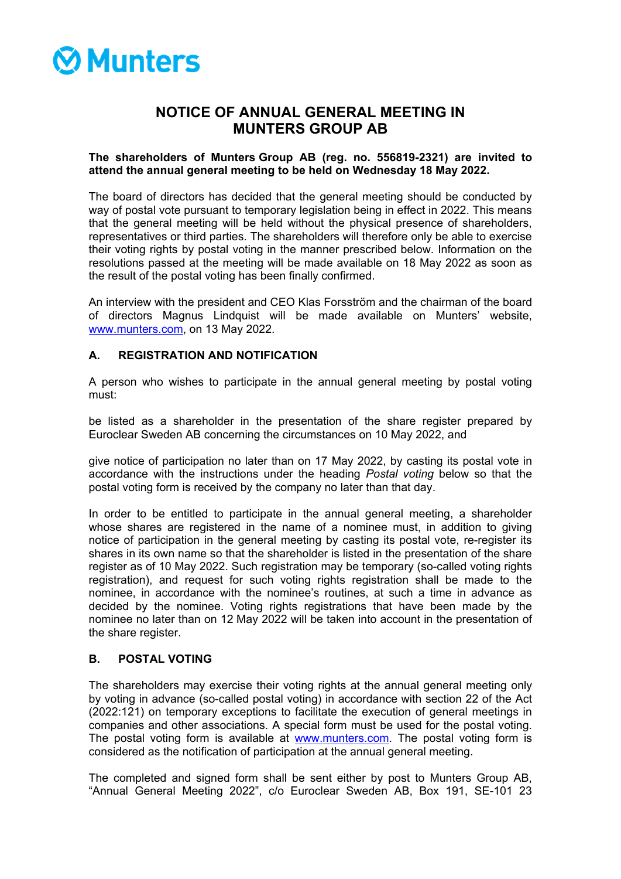Munters

# NOTICE OF ANNUAL GENERAL MEETING IN MUNTERS GROUP AB

**The shareholders of Munters Group AB (reg. no. 556819-2321) are invited to attend the annual general meeting to be held on Wednesday 18 May 2022.**

The board of directors has decided that the general meeting should be conducted by way of postal vote pursuant to temporary legislation being in effect in 2022. This means that the general meeting will be held without the physical presence of shareholders, representatives or third parties. The shareholders will therefore only be able to exercise their voting rights by postal voting in the manner prescribed below. Information on the resolutions passed at the meeting will be made available on 18 May 2022 as soon as the result of the postal voting has been finally confirmed.

An interview with the president and CEO Klas Forsström and the chairman of the board of directors Magnus Lindquist will be made available on Munters' website, www.munters.com, on 13 May 2022.

## A. REGISTRATION AND NOTIFICATION

A person who wishes to participate in the annual general meeting by postal voting must:

be listed as a shareholder in the presentation of the share register prepared by Euroclear Sweden AB concerning the circumstances on 10 May 2022, and

give notice of participation no later than on 17 May 2022, by casting its postal vote in accordance with the instructions under the heading *Postal voting* below so that the postal voting form is received by the company no later than that day.

In order to be entitled to participate in the annual general meeting, a shareholder whose shares are registered in the name of a nominee must, in addition to giving notice of participation in the general meeting by casting its postal vote, re-register its shares in its own name so that the shareholder is listed in the presentation of the share register as of 10 May 2022. Such registration may be temporary (so-called voting rights registration), and request for such voting rights registration shall be made to the nominee, in accordance with the nominee's routines, at such a time in advance as decided by the nominee. Voting rights registrations that have been made by the nominee no later than on 12 May 2022 will be taken into account in the presentation of the share register.

## B. POSTAL VOTING

The shareholders may exercise their voting rights at the annual general meeting only by voting in advance (so-called postal voting) in accordance with section 22 of the Act (2022:121) on temporary exceptions to facilitate the execution of general meetings in companies and other associations. A special form must be used for the postal voting. The postal voting form is available at www.munters.com. The postal voting form is considered as the notification of participation at the annual general meeting.

The completed and signed form shall be sent either by post to Munters Group AB, "Annual General Meeting 2022", c/o Euroclear Sweden AB, Box 191, SE-101 23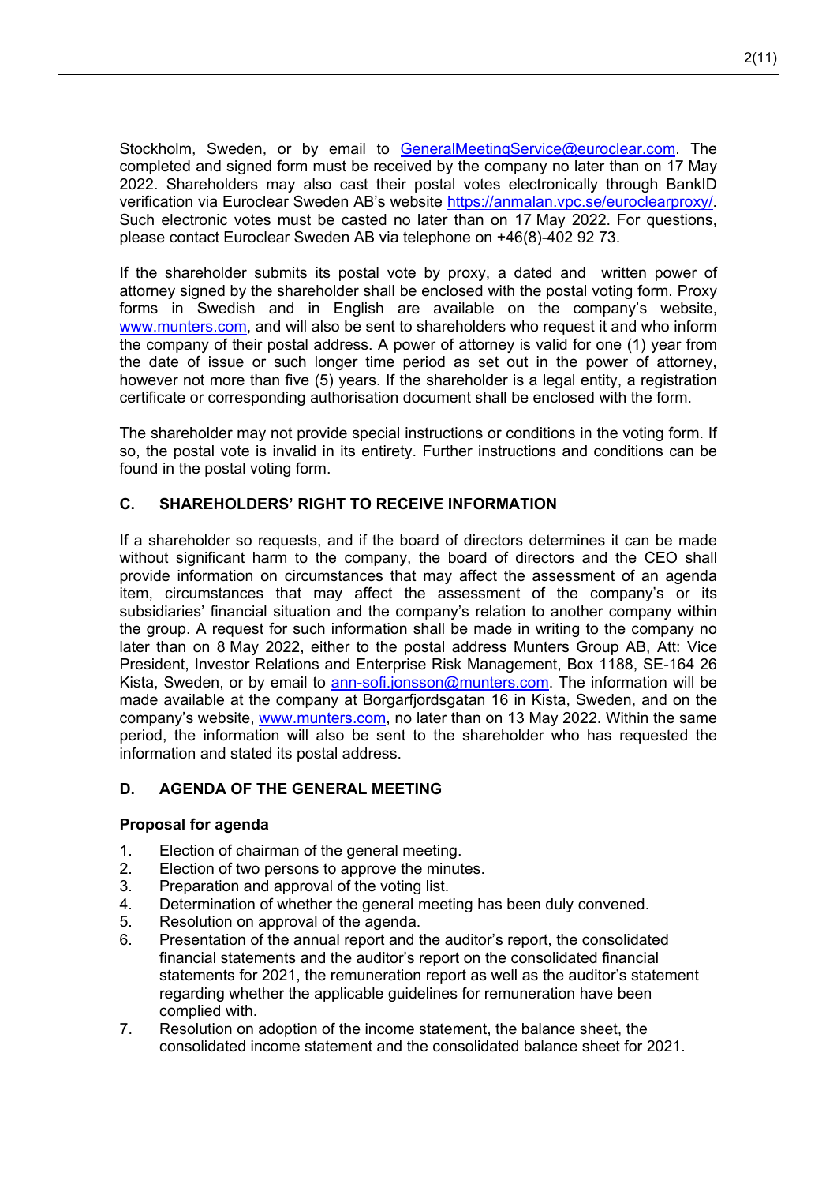Stockholm, Sweden, or by email to GeneralMeetingService@euroclear.com. The completed and signed form must be received by the company no later than on 17 May 2022. Shareholders may also cast their postal votes electronically through BankID verification via Euroclear Sweden AB's website https://anmalan.vpc.se/euroclearproxy/. Such electronic votes must be casted no later than on 17 May 2022. For questions, please contact Euroclear Sweden AB via telephone on +46(8)-402 92 73.

If the shareholder submits its postal vote by proxy, a dated and written power of attorney signed by the shareholder shall be enclosed with the postal voting form. Proxy forms in Swedish and in English are available on the company's website, www.munters.com, and will also be sent to shareholders who request it and who inform the company of their postal address. A power of attorney is valid for one (1) year from the date of issue or such longer time period as set out in the power of attorney, however not more than five (5) years. If the shareholder is a legal entity, a registration certificate or corresponding authorisation document shall be enclosed with the form.

The shareholder may not provide special instructions or conditions in the voting form. If so, the postal vote is invalid in its entirety. Further instructions and conditions can be found in the postal voting form.

## C. SHAREHOLDERS' RIGHT TO RECEIVE INFORMATION

If a shareholder so requests, and if the board of directors determines it can be made without significant harm to the company, the board of directors and the CEO shall provide information on circumstances that may affect the assessment of an agenda item, circumstances that may affect the assessment of the company's or its subsidiaries' financial situation and the company's relation to another company within the group. A request for such information shall be made in writing to the company no later than on 8 May 2022, either to the postal address Munters Group AB, Att: Vice President, Investor Relations and Enterprise Risk Management, Box 1188, SE-164 26 Kista, Sweden, or by email to ann-sofi.jonsson@munters.com. The information will be made available at the company at Borgarfjordsgatan 16 in Kista, Sweden, and on the company's website, www.munters.com, no later than on 13 May 2022. Within the same period, the information will also be sent to the shareholder who has requested the information and stated its postal address.

## D. AGENDA OF THE GENERAL MEETING

**Proposal for agenda**

1. Election of chairman of the general meeting.
2. Election of two persons to approve the minutes.
3. Preparation and approval of the voting list.
4. Determination of whether the general meeting has been duly convened.
5. Resolution on approval of the agenda.
6. Presentation of the annual report and the auditor's report, the consolidated financial statements and the auditor's report on the consolidated financial statements for 2021, the remuneration report as well as the auditor's statement regarding whether the applicable guidelines for remuneration have been complied with.
7. Resolution on adoption of the income statement, the balance sheet, the consolidated income statement and the consolidated balance sheet for 2021.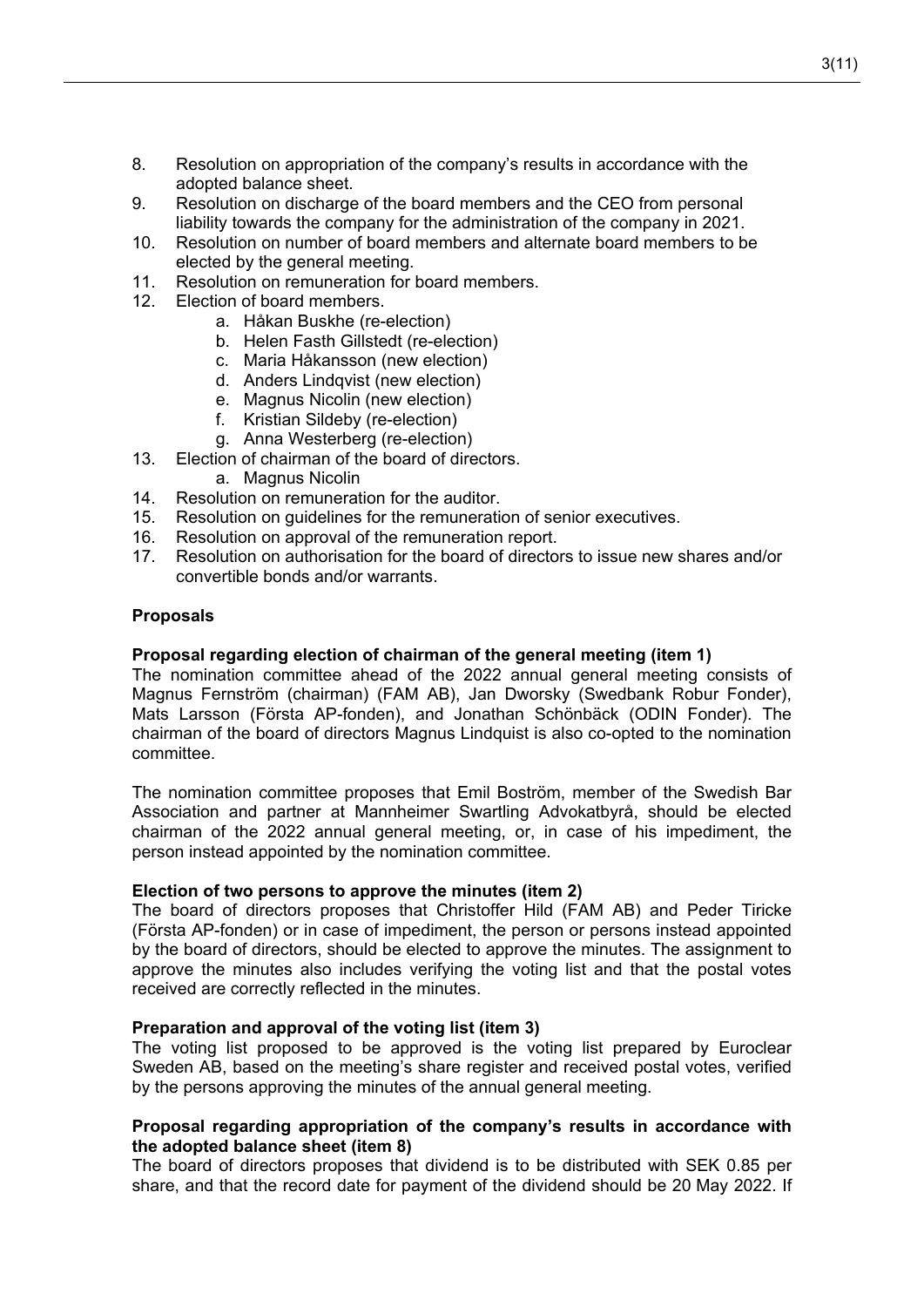8. Resolution on appropriation of the company's results in accordance with the adopted balance sheet.
9. Resolution on discharge of the board members and the CEO from personal liability towards the company for the administration of the company in 2021.
10. Resolution on number of board members and alternate board members to be elected by the general meeting.
11. Resolution on remuneration for board members.
12. Election of board members.
    a. Håkan Buskhe (re-election)
    b. Helen Fasth Gillstedt (re-election)
    c. Maria Håkansson (new election)
    d. Anders Lindqvist (new election)
    e. Magnus Nicolin (new election)
    f. Kristian Sildeby (re-election)
    g. Anna Westerberg (re-election)
13. Election of chairman of the board of directors.
    a. Magnus Nicolin
14. Resolution on remuneration for the auditor.
15. Resolution on guidelines for the remuneration of senior executives.
16. Resolution on approval of the remuneration report.
17. Resolution on authorisation for the board of directors to issue new shares and/or convertible bonds and/or warrants.

**Proposals**

**Proposal regarding election of chairman of the general meeting (item 1)**
The nomination committee ahead of the 2022 annual general meeting consists of Magnus Fernström (chairman) (FAM AB), Jan Dworsky (Swedbank Robur Fonder), Mats Larsson (Första AP-fonden), and Jonathan Schönbäck (ODIN Fonder). The chairman of the board of directors Magnus Lindquist is also co-opted to the nomination committee.

The nomination committee proposes that Emil Boström, member of the Swedish Bar Association and partner at Mannheimer Swartling Advokatbyrå, should be elected chairman of the 2022 annual general meeting, or, in case of his impediment, the person instead appointed by the nomination committee.

**Election of two persons to approve the minutes (item 2)**
The board of directors proposes that Christoffer Hild (FAM AB) and Peder Tiricke (Första AP-fonden) or in case of impediment, the person or persons instead appointed by the board of directors, should be elected to approve the minutes. The assignment to approve the minutes also includes verifying the voting list and that the postal votes received are correctly reflected in the minutes.

**Preparation and approval of the voting list (item 3)**
The voting list proposed to be approved is the voting list prepared by Euroclear Sweden AB, based on the meeting's share register and received postal votes, verified by the persons approving the minutes of the annual general meeting.

**Proposal regarding appropriation of the company's results in accordance with the adopted balance sheet (item 8)**
The board of directors proposes that dividend is to be distributed with SEK 0.85 per share, and that the record date for payment of the dividend should be 20 May 2022. If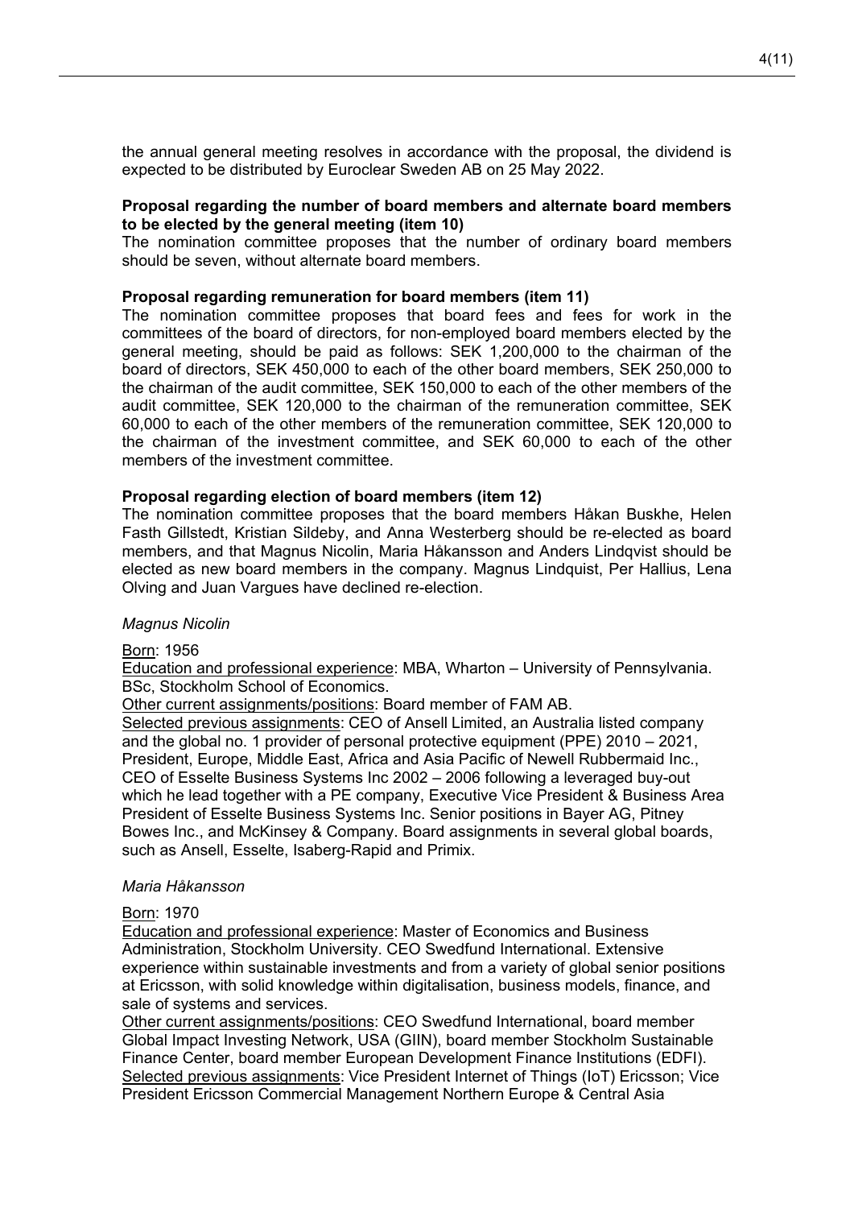the annual general meeting resolves in accordance with the proposal, the dividend is expected to be distributed by Euroclear Sweden AB on 25 May 2022.

**Proposal regarding the number of board members and alternate board members to be elected by the general meeting (item 10)**

The nomination committee proposes that the number of ordinary board members should be seven, without alternate board members.

**Proposal regarding remuneration for board members (item 11)**

The nomination committee proposes that board fees and fees for work in the committees of the board of directors, for non-employed board members elected by the general meeting, should be paid as follows: SEK 1,200,000 to the chairman of the board of directors, SEK 450,000 to each of the other board members, SEK 250,000 to the chairman of the audit committee, SEK 150,000 to each of the other members of the audit committee, SEK 120,000 to the chairman of the remuneration committee, SEK 60,000 to each of the other members of the remuneration committee, SEK 120,000 to the chairman of the investment committee, and SEK 60,000 to each of the other members of the investment committee.

**Proposal regarding election of board members (item 12)**

The nomination committee proposes that the board members Håkan Buskhe, Helen Fasth Gillstedt, Kristian Sildeby, and Anna Westerberg should be re-elected as board members, and that Magnus Nicolin, Maria Håkansson and Anders Lindqvist should be elected as new board members in the company. Magnus Lindquist, Per Hallius, Lena Olving and Juan Vargues have declined re-election.

*Magnus Nicolin*

Born: 1956

Education and professional experience: MBA, Wharton – University of Pennsylvania. BSc, Stockholm School of Economics.

Other current assignments/positions: Board member of FAM AB.

Selected previous assignments: CEO of Ansell Limited, an Australia listed company and the global no. 1 provider of personal protective equipment (PPE) 2010 – 2021, President, Europe, Middle East, Africa and Asia Pacific of Newell Rubbermaid Inc., CEO of Esselte Business Systems Inc 2002 – 2006 following a leveraged buy-out which he lead together with a PE company, Executive Vice President & Business Area President of Esselte Business Systems Inc. Senior positions in Bayer AG, Pitney Bowes Inc., and McKinsey & Company. Board assignments in several global boards, such as Ansell, Esselte, Isaberg-Rapid and Primix.

*Maria Håkansson*

Born: 1970

Education and professional experience: Master of Economics and Business Administration, Stockholm University. CEO Swedfund International. Extensive experience within sustainable investments and from a variety of global senior positions at Ericsson, with solid knowledge within digitalisation, business models, finance, and sale of systems and services.

Other current assignments/positions: CEO Swedfund International, board member Global Impact Investing Network, USA (GIIN), board member Stockholm Sustainable Finance Center, board member European Development Finance Institutions (EDFI).

Selected previous assignments: Vice President Internet of Things (IoT) Ericsson; Vice President Ericsson Commercial Management Northern Europe & Central Asia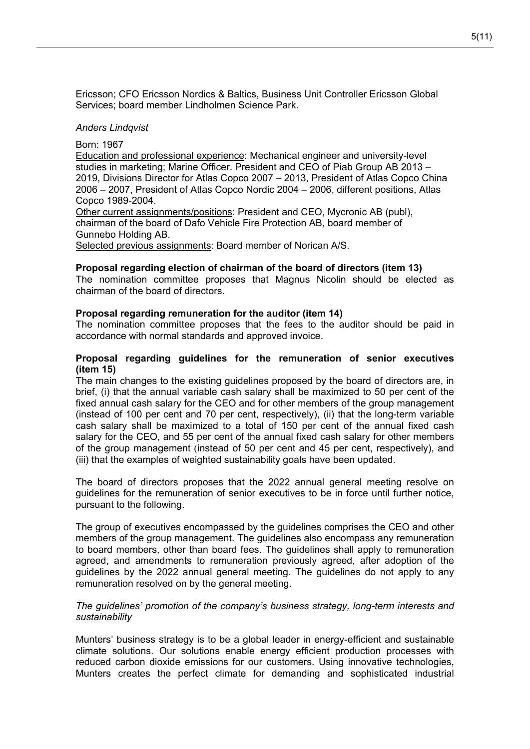Ericsson; CFO Ericsson Nordics & Baltics, Business Unit Controller Ericsson Global Services; board member Lindholmen Science Park.

*Anders Lindqvist*

Born: 1967
Education and professional experience: Mechanical engineer and university-level studies in marketing; Marine Officer. President and CEO of Piab Group AB 2013 – 2019, Divisions Director for Atlas Copco 2007 – 2013, President of Atlas Copco China 2006 – 2007, President of Atlas Copco Nordic 2004 – 2006, different positions, Atlas Copco 1989-2004.
Other current assignments/positions: President and CEO, Mycronic AB (publ), chairman of the board of Dafo Vehicle Fire Protection AB, board member of Gunnebo Holding AB.
Selected previous assignments: Board member of Norican A/S.

**Proposal regarding election of chairman of the board of directors (item 13)**
The nomination committee proposes that Magnus Nicolin should be elected as chairman of the board of directors.

**Proposal regarding remuneration for the auditor (item 14)**
The nomination committee proposes that the fees to the auditor should be paid in accordance with normal standards and approved invoice.

**Proposal regarding guidelines for the remuneration of senior executives (item 15)**
The main changes to the existing guidelines proposed by the board of directors are, in brief, (i) that the annual variable cash salary shall be maximized to 50 per cent of the fixed annual cash salary for the CEO and for other members of the group management (instead of 100 per cent and 70 per cent, respectively), (ii) that the long-term variable cash salary shall be maximized to a total of 150 per cent of the annual fixed cash salary for the CEO, and 55 per cent of the annual fixed cash salary for other members of the group management (instead of 50 per cent and 45 per cent, respectively), and (iii) that the examples of weighted sustainability goals have been updated.

The board of directors proposes that the 2022 annual general meeting resolve on guidelines for the remuneration of senior executives to be in force until further notice, pursuant to the following.

The group of executives encompassed by the guidelines comprises the CEO and other members of the group management. The guidelines also encompass any remuneration to board members, other than board fees. The guidelines shall apply to remuneration agreed, and amendments to remuneration previously agreed, after adoption of the guidelines by the 2022 annual general meeting. The guidelines do not apply to any remuneration resolved on by the general meeting.

*The guidelines' promotion of the company's business strategy, long-term interests and sustainability*

Munters' business strategy is to be a global leader in energy-efficient and sustainable climate solutions. Our solutions enable energy efficient production processes with reduced carbon dioxide emissions for our customers. Using innovative technologies, Munters creates the perfect climate for demanding and sophisticated industrial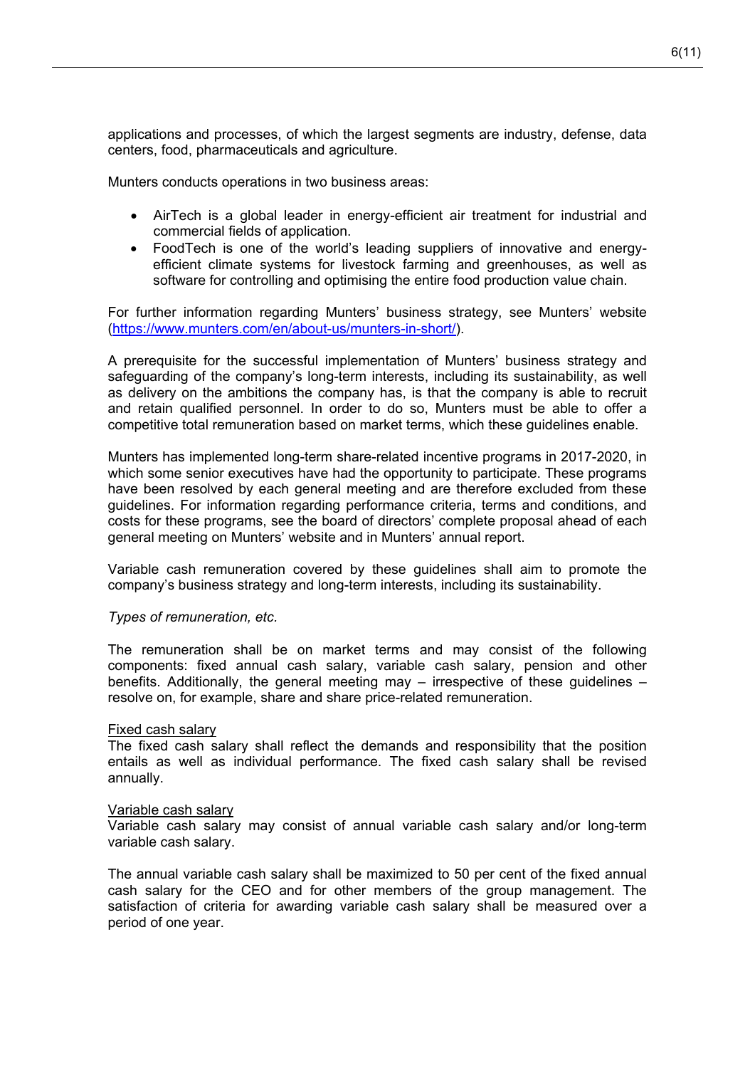applications and processes, of which the largest segments are industry, defense, data centers, food, pharmaceuticals and agriculture.

Munters conducts operations in two business areas:

- AirTech is a global leader in energy-efficient air treatment for industrial and commercial fields of application.
- FoodTech is one of the world's leading suppliers of innovative and energy-efficient climate systems for livestock farming and greenhouses, as well as software for controlling and optimising the entire food production value chain.

For further information regarding Munters' business strategy, see Munters' website (https://www.munters.com/en/about-us/munters-in-short/).

A prerequisite for the successful implementation of Munters' business strategy and safeguarding of the company's long-term interests, including its sustainability, as well as delivery on the ambitions the company has, is that the company is able to recruit and retain qualified personnel. In order to do so, Munters must be able to offer a competitive total remuneration based on market terms, which these guidelines enable.

Munters has implemented long-term share-related incentive programs in 2017-2020, in which some senior executives have had the opportunity to participate. These programs have been resolved by each general meeting and are therefore excluded from these guidelines. For information regarding performance criteria, terms and conditions, and costs for these programs, see the board of directors' complete proposal ahead of each general meeting on Munters' website and in Munters' annual report.

Variable cash remuneration covered by these guidelines shall aim to promote the company's business strategy and long-term interests, including its sustainability.

*Types of remuneration, etc.*

The remuneration shall be on market terms and may consist of the following components: fixed annual cash salary, variable cash salary, pension and other benefits. Additionally, the general meeting may – irrespective of these guidelines – resolve on, for example, share and share price-related remuneration.

<u>Fixed cash salary</u>
The fixed cash salary shall reflect the demands and responsibility that the position entails as well as individual performance. The fixed cash salary shall be revised annually.

<u>Variable cash salary</u>
Variable cash salary may consist of annual variable cash salary and/or long-term variable cash salary.

The annual variable cash salary shall be maximized to 50 per cent of the fixed annual cash salary for the CEO and for other members of the group management. The satisfaction of criteria for awarding variable cash salary shall be measured over a period of one year.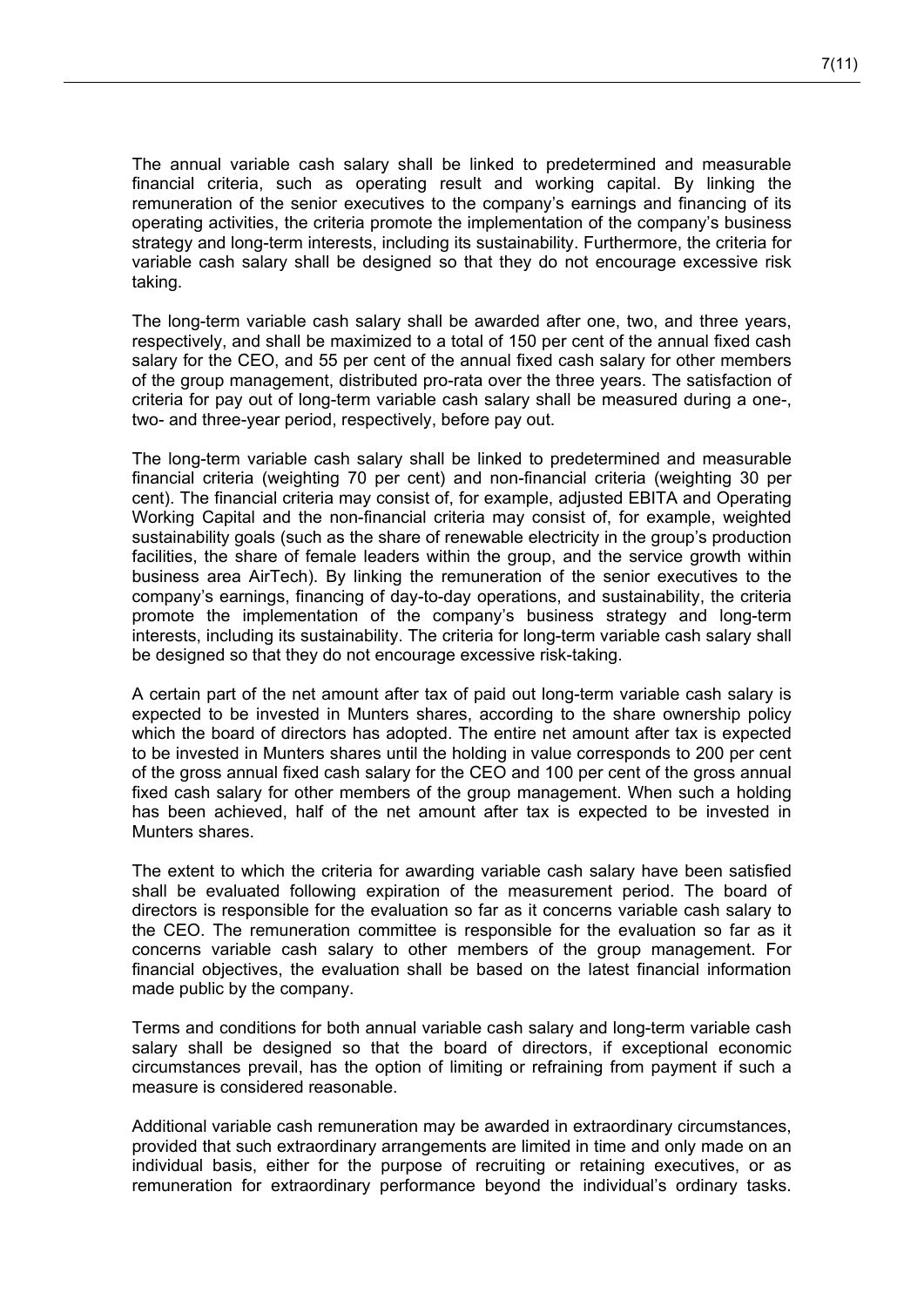The annual variable cash salary shall be linked to predetermined and measurable financial criteria, such as operating result and working capital. By linking the remuneration of the senior executives to the company's earnings and financing of its operating activities, the criteria promote the implementation of the company's business strategy and long-term interests, including its sustainability. Furthermore, the criteria for variable cash salary shall be designed so that they do not encourage excessive risk taking.

The long-term variable cash salary shall be awarded after one, two, and three years, respectively, and shall be maximized to a total of 150 per cent of the annual fixed cash salary for the CEO, and 55 per cent of the annual fixed cash salary for other members of the group management, distributed pro-rata over the three years. The satisfaction of criteria for pay out of long-term variable cash salary shall be measured during a one-, two- and three-year period, respectively, before pay out.

The long-term variable cash salary shall be linked to predetermined and measurable financial criteria (weighting 70 per cent) and non-financial criteria (weighting 30 per cent). The financial criteria may consist of, for example, adjusted EBITA and Operating Working Capital and the non-financial criteria may consist of, for example, weighted sustainability goals (such as the share of renewable electricity in the group's production facilities, the share of female leaders within the group, and the service growth within business area AirTech). By linking the remuneration of the senior executives to the company's earnings, financing of day-to-day operations, and sustainability, the criteria promote the implementation of the company's business strategy and long-term interests, including its sustainability. The criteria for long-term variable cash salary shall be designed so that they do not encourage excessive risk-taking.

A certain part of the net amount after tax of paid out long-term variable cash salary is expected to be invested in Munters shares, according to the share ownership policy which the board of directors has adopted. The entire net amount after tax is expected to be invested in Munters shares until the holding in value corresponds to 200 per cent of the gross annual fixed cash salary for the CEO and 100 per cent of the gross annual fixed cash salary for other members of the group management. When such a holding has been achieved, half of the net amount after tax is expected to be invested in Munters shares.

The extent to which the criteria for awarding variable cash salary have been satisfied shall be evaluated following expiration of the measurement period. The board of directors is responsible for the evaluation so far as it concerns variable cash salary to the CEO. The remuneration committee is responsible for the evaluation so far as it concerns variable cash salary to other members of the group management. For financial objectives, the evaluation shall be based on the latest financial information made public by the company.

Terms and conditions for both annual variable cash salary and long-term variable cash salary shall be designed so that the board of directors, if exceptional economic circumstances prevail, has the option of limiting or refraining from payment if such a measure is considered reasonable.

Additional variable cash remuneration may be awarded in extraordinary circumstances, provided that such extraordinary arrangements are limited in time and only made on an individual basis, either for the purpose of recruiting or retaining executives, or as remuneration for extraordinary performance beyond the individual's ordinary tasks.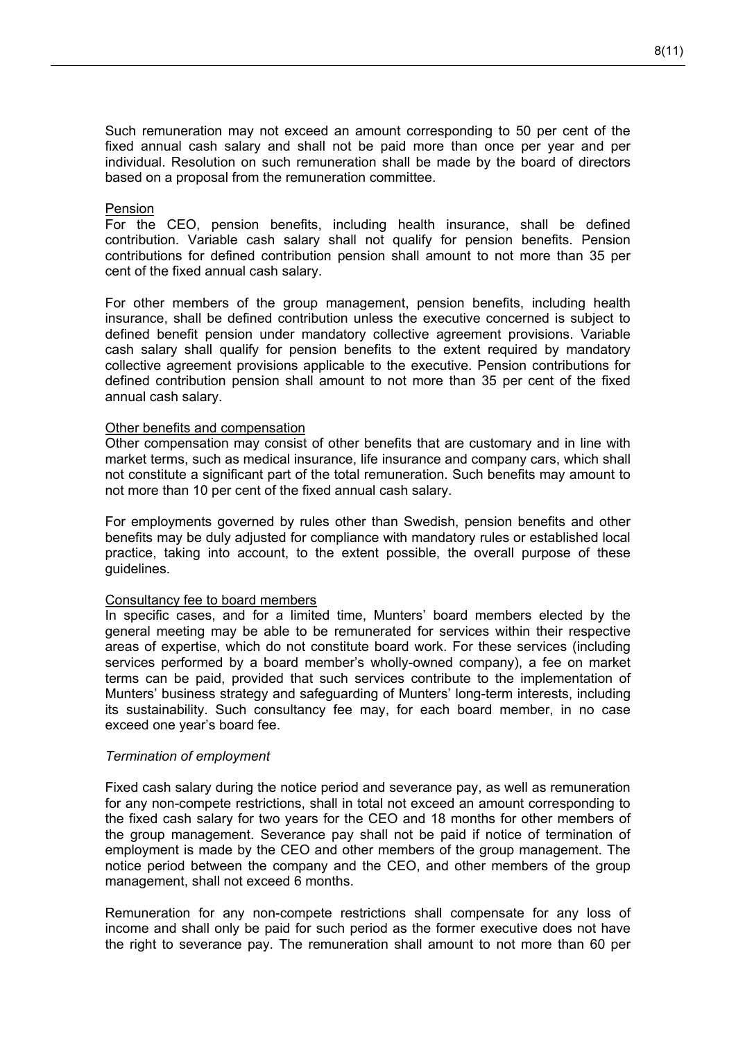Such remuneration may not exceed an amount corresponding to 50 per cent of the fixed annual cash salary and shall not be paid more than once per year and per individual. Resolution on such remuneration shall be made by the board of directors based on a proposal from the remuneration committee.

Pension

For the CEO, pension benefits, including health insurance, shall be defined contribution. Variable cash salary shall not qualify for pension benefits. Pension contributions for defined contribution pension shall amount to not more than 35 per cent of the fixed annual cash salary.

For other members of the group management, pension benefits, including health insurance, shall be defined contribution unless the executive concerned is subject to defined benefit pension under mandatory collective agreement provisions. Variable cash salary shall qualify for pension benefits to the extent required by mandatory collective agreement provisions applicable to the executive. Pension contributions for defined contribution pension shall amount to not more than 35 per cent of the fixed annual cash salary.

Other benefits and compensation

Other compensation may consist of other benefits that are customary and in line with market terms, such as medical insurance, life insurance and company cars, which shall not constitute a significant part of the total remuneration. Such benefits may amount to not more than 10 per cent of the fixed annual cash salary.

For employments governed by rules other than Swedish, pension benefits and other benefits may be duly adjusted for compliance with mandatory rules or established local practice, taking into account, to the extent possible, the overall purpose of these guidelines.

Consultancy fee to board members

In specific cases, and for a limited time, Munters' board members elected by the general meeting may be able to be remunerated for services within their respective areas of expertise, which do not constitute board work. For these services (including services performed by a board member's wholly-owned company), a fee on market terms can be paid, provided that such services contribute to the implementation of Munters' business strategy and safeguarding of Munters' long-term interests, including its sustainability. Such consultancy fee may, for each board member, in no case exceed one year's board fee.

*Termination of employment*

Fixed cash salary during the notice period and severance pay, as well as remuneration for any non-compete restrictions, shall in total not exceed an amount corresponding to the fixed cash salary for two years for the CEO and 18 months for other members of the group management. Severance pay shall not be paid if notice of termination of employment is made by the CEO and other members of the group management. The notice period between the company and the CEO, and other members of the group management, shall not exceed 6 months.

Remuneration for any non-compete restrictions shall compensate for any loss of income and shall only be paid for such period as the former executive does not have the right to severance pay. The remuneration shall amount to not more than 60 per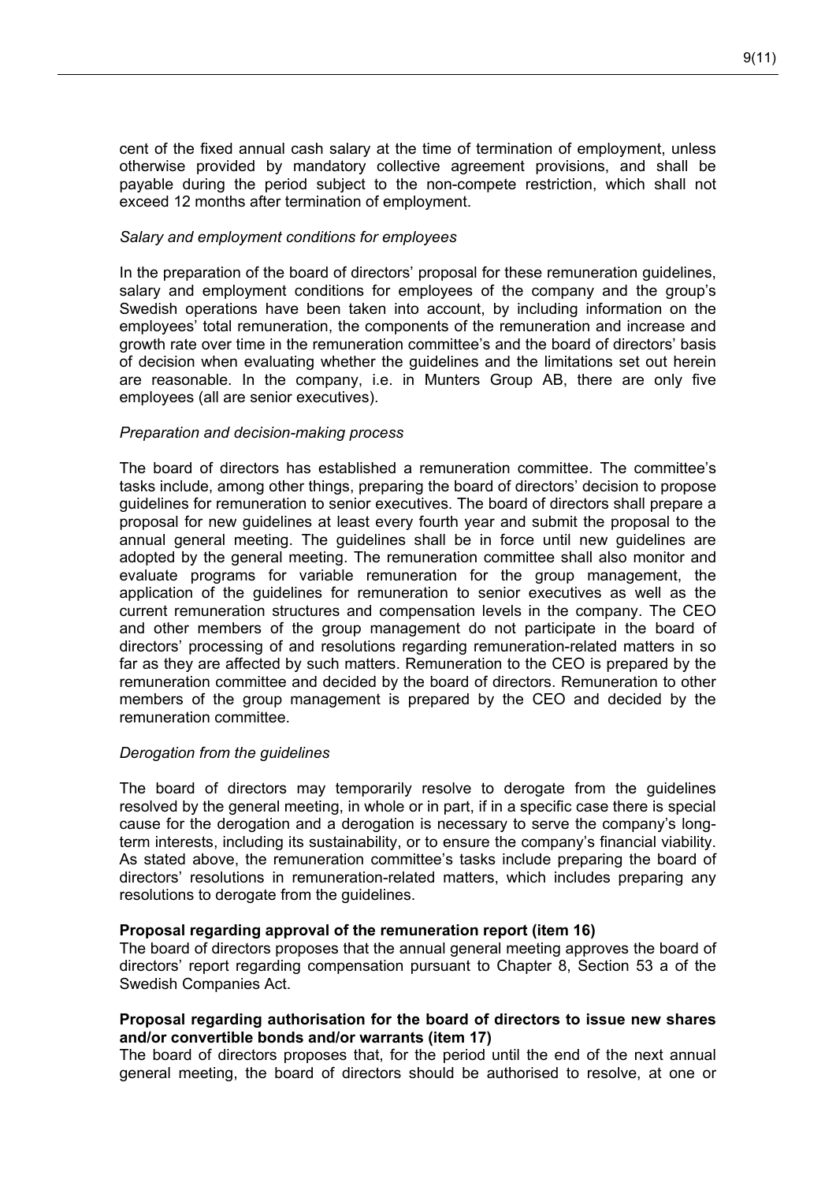cent of the fixed annual cash salary at the time of termination of employment, unless otherwise provided by mandatory collective agreement provisions, and shall be payable during the period subject to the non-compete restriction, which shall not exceed 12 months after termination of employment.

*Salary and employment conditions for employees*

In the preparation of the board of directors' proposal for these remuneration guidelines, salary and employment conditions for employees of the company and the group's Swedish operations have been taken into account, by including information on the employees' total remuneration, the components of the remuneration and increase and growth rate over time in the remuneration committee's and the board of directors' basis of decision when evaluating whether the guidelines and the limitations set out herein are reasonable. In the company, i.e. in Munters Group AB, there are only five employees (all are senior executives).

*Preparation and decision-making process*

The board of directors has established a remuneration committee. The committee's tasks include, among other things, preparing the board of directors' decision to propose guidelines for remuneration to senior executives. The board of directors shall prepare a proposal for new guidelines at least every fourth year and submit the proposal to the annual general meeting. The guidelines shall be in force until new guidelines are adopted by the general meeting. The remuneration committee shall also monitor and evaluate programs for variable remuneration for the group management, the application of the guidelines for remuneration to senior executives as well as the current remuneration structures and compensation levels in the company. The CEO and other members of the group management do not participate in the board of directors' processing of and resolutions regarding remuneration-related matters in so far as they are affected by such matters. Remuneration to the CEO is prepared by the remuneration committee and decided by the board of directors. Remuneration to other members of the group management is prepared by the CEO and decided by the remuneration committee.

*Derogation from the guidelines*

The board of directors may temporarily resolve to derogate from the guidelines resolved by the general meeting, in whole or in part, if in a specific case there is special cause for the derogation and a derogation is necessary to serve the company's long-term interests, including its sustainability, or to ensure the company's financial viability. As stated above, the remuneration committee's tasks include preparing the board of directors' resolutions in remuneration-related matters, which includes preparing any resolutions to derogate from the guidelines.

**Proposal regarding approval of the remuneration report (item 16)**

The board of directors proposes that the annual general meeting approves the board of directors' report regarding compensation pursuant to Chapter 8, Section 53 a of the Swedish Companies Act.

**Proposal regarding authorisation for the board of directors to issue new shares and/or convertible bonds and/or warrants (item 17)**

The board of directors proposes that, for the period until the end of the next annual general meeting, the board of directors should be authorised to resolve, at one or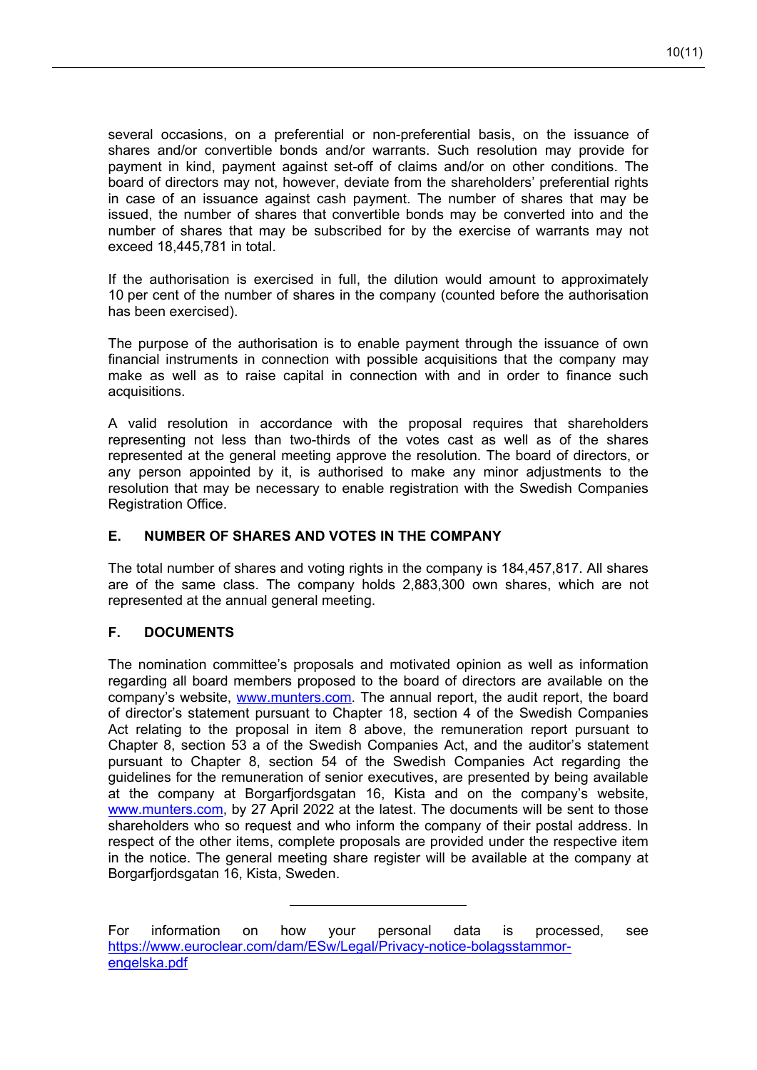several occasions, on a preferential or non-preferential basis, on the issuance of shares and/or convertible bonds and/or warrants. Such resolution may provide for payment in kind, payment against set-off of claims and/or on other conditions. The board of directors may not, however, deviate from the shareholders' preferential rights in case of an issuance against cash payment. The number of shares that may be issued, the number of shares that convertible bonds may be converted into and the number of shares that may be subscribed for by the exercise of warrants may not exceed 18,445,781 in total.

If the authorisation is exercised in full, the dilution would amount to approximately 10 per cent of the number of shares in the company (counted before the authorisation has been exercised).

The purpose of the authorisation is to enable payment through the issuance of own financial instruments in connection with possible acquisitions that the company may make as well as to raise capital in connection with and in order to finance such acquisitions.

A valid resolution in accordance with the proposal requires that shareholders representing not less than two-thirds of the votes cast as well as of the shares represented at the general meeting approve the resolution. The board of directors, or any person appointed by it, is authorised to make any minor adjustments to the resolution that may be necessary to enable registration with the Swedish Companies Registration Office.

## E. NUMBER OF SHARES AND VOTES IN THE COMPANY

The total number of shares and voting rights in the company is 184,457,817. All shares are of the same class. The company holds 2,883,300 own shares, which are not represented at the annual general meeting.

## F. DOCUMENTS

The nomination committee's proposals and motivated opinion as well as information regarding all board members proposed to the board of directors are available on the company's website, [www.munters.com](www.munters.com). The annual report, the audit report, the board of director's statement pursuant to Chapter 18, section 4 of the Swedish Companies Act relating to the proposal in item 8 above, the remuneration report pursuant to Chapter 8, section 53 a of the Swedish Companies Act, and the auditor's statement pursuant to Chapter 8, section 54 of the Swedish Companies Act regarding the guidelines for the remuneration of senior executives, are presented by being available at the company at Borgarfjordsgatan 16, Kista and on the company's website, [www.munters.com](www.munters.com), by 27 April 2022 at the latest. The documents will be sent to those shareholders who so request and who inform the company of their postal address. In respect of the other items, complete proposals are provided under the respective item in the notice. The general meeting share register will be available at the company at Borgarfjordsgatan 16, Kista, Sweden.

---

For information on how your personal data is processed, see [https://www.euroclear.com/dam/ESw/Legal/Privacy-notice-bolagsstammor-engelska.pdf](https://www.euroclear.com/dam/ESw/Legal/Privacy-notice-bolagsstammor-engelska.pdf)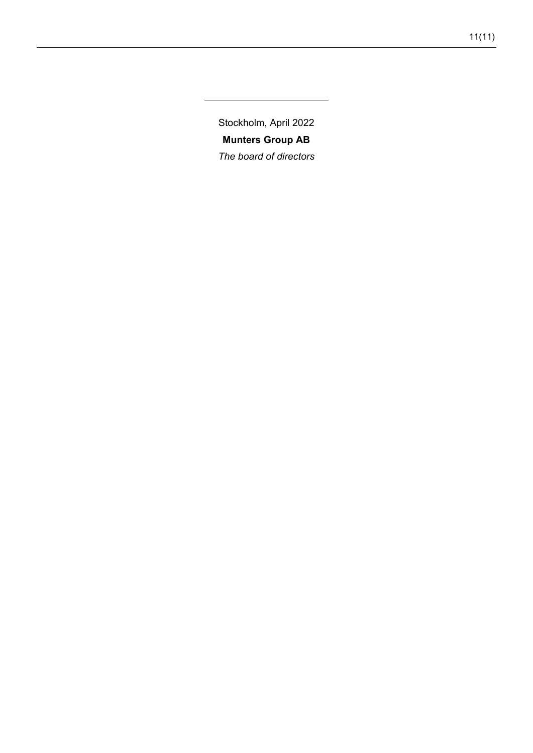---

Stockholm, April 2022

**Munters Group AB**

*The board of directors*